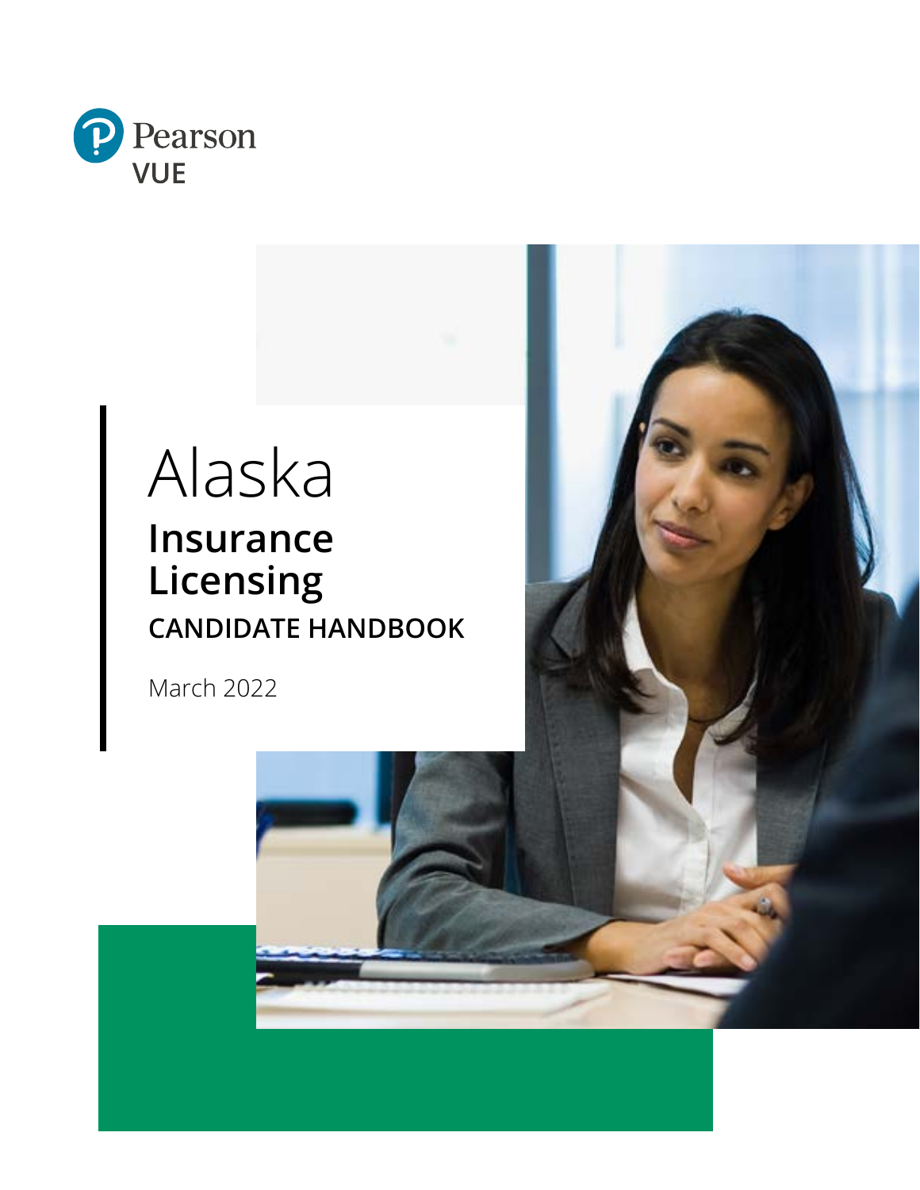Pearson VUE

# Alaska

## Insurance Licensing

### CANDIDATE HANDBOOK

March 2022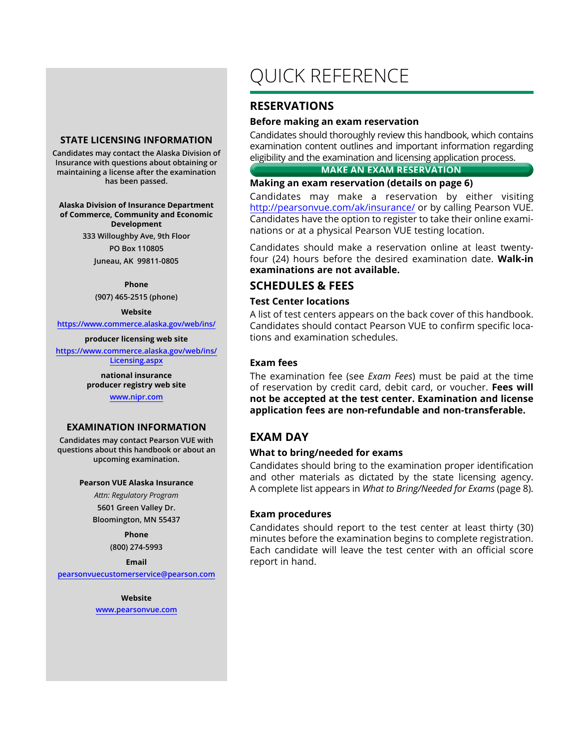# QUICK REFERENCE

## RESERVATIONS

### Before making an exam reservation

Candidates should thoroughly review this handbook, which contains examination content outlines and important information regarding eligibility and the examination and licensing application process.

**MAKE AN EXAM RESERVATION**

### Making an exam reservation (details on page 6)

Candidates may make a reservation by either visiting http://pearsonvue.com/ak/insurance/ or by calling Pearson VUE. Candidates have the option to register to take their online examinations or at a physical Pearson VUE testing location.

Candidates should make a reservation online at least twenty-four (24) hours before the desired examination date. **Walk-in examinations are not available.**

## SCHEDULES & FEES

### Test Center locations

A list of test centers appears on the back cover of this handbook. Candidates should contact Pearson VUE to confirm specific locations and examination schedules.

### Exam fees

The examination fee (see *Exam Fees*) must be paid at the time of reservation by credit card, debit card, or voucher. **Fees will not be accepted at the test center. Examination and license application fees are non-refundable and non-transferable.**

## EXAM DAY

### What to bring/needed for exams

Candidates should bring to the examination proper identification and other materials as dictated by the state licensing agency. A complete list appears in *What to Bring/Needed for Exams* (page 8).

### Exam procedures

Candidates should report to the test center at least thirty (30) minutes before the examination begins to complete registration. Each candidate will leave the test center with an official score report in hand.

## STATE LICENSING INFORMATION

**Candidates may contact the Alaska Division of Insurance with questions about obtaining or maintaining a license after the examination has been passed.**

**Alaska Division of Insurance Department of Commerce, Community and Economic Development**

333 Willoughby Ave, 9th Floor
PO Box 110805
Juneau, AK 99811-0805

**Phone**
(907) 465-2515 (phone)

**Website**
https://www.commerce.alaska.gov/web/ins/

**producer licensing web site**
https://www.commerce.alaska.gov/web/ins/Licensing.aspx

**national insurance producer registry web site**
www.nipr.com

## EXAMINATION INFORMATION

**Candidates may contact Pearson VUE with questions about this handbook or about an upcoming examination.**

**Pearson VUE Alaska Insurance**
*Attn: Regulatory Program*
5601 Green Valley Dr.
Bloomington, MN 55437

**Phone**
(800) 274-5993

**Email**
pearsonvuecustomerservice@pearson.com

**Website**
www.pearsonvue.com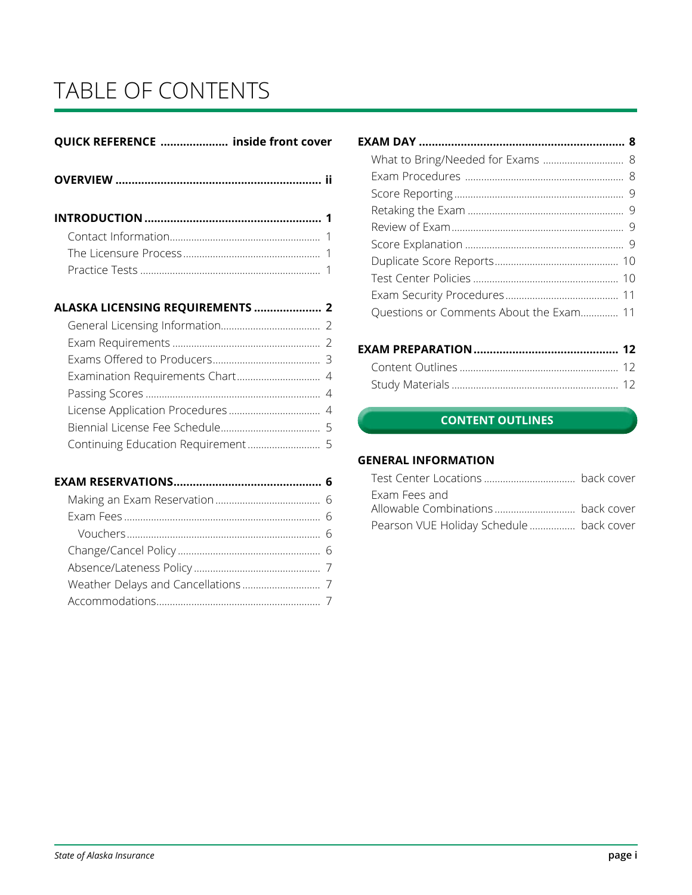# TABLE OF CONTENTS

**QUICK REFERENCE ..................... inside front cover**

**OVERVIEW ................................................................ ii**

**INTRODUCTION ...................................................... 1**

- Contact Information........................................................ 1
- The Licensure Process................................................... 1
- Practice Tests .................................................................. 1

**ALASKA LICENSING REQUIREMENTS .................... 2**

- General Licensing Information..................................... 2
- Exam Requirements ....................................................... 2
- Exams Offered to Producers........................................ 3
- Examination Requirements Chart............................... 4
- Passing Scores ................................................................. 4
- License Application Procedures.................................. 4
- Biennial License Fee Schedule..................................... 5
- Continuing Education Requirement........................... 5

**EXAM RESERVATIONS............................................. 6**

- Making an Exam Reservation....................................... 6
- Exam Fees ......................................................................... 6
  - Vouchers....................................................................... 6
- Change/Cancel Policy..................................................... 6
- Absence/Lateness Policy............................................... 7
- Weather Delays and Cancellations............................. 7
- Accommodations............................................................ 7

**EXAM DAY ................................................................ 8**

- What to Bring/Needed for Exams .............................. 8
- Exam Procedures ........................................................... 8
- Score Reporting............................................................... 9
- Retaking the Exam .......................................................... 9
- Review of Exam................................................................ 9
- Score Explanation ........................................................... 9
- Duplicate Score Reports.............................................. 10
- Test Center Policies ...................................................... 10
- Exam Security Procedures.......................................... 11
- Questions or Comments About the Exam.............. 11

**EXAM PREPARATION............................................. 12**

- Content Outlines ........................................................... 12
- Study Materials .............................................................. 12

**CONTENT OUTLINES**

**GENERAL INFORMATION**

- Test Center Locations .................................. back cover
- Exam Fees and Allowable Combinations.............................. back cover
- Pearson VUE Holiday Schedule ................. back cover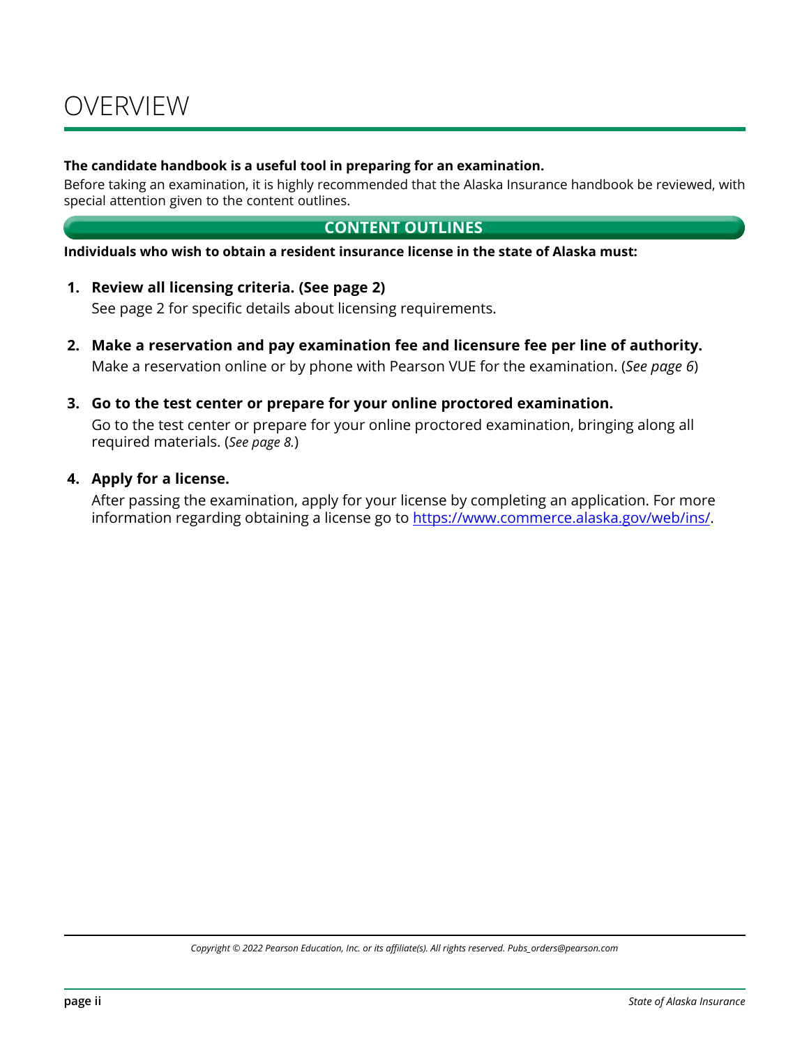# OVERVIEW

**The candidate handbook is a useful tool in preparing for an examination.**

Before taking an examination, it is highly recommended that the Alaska Insurance handbook be reviewed, with special attention given to the content outlines.

## CONTENT OUTLINES

**Individuals who wish to obtain a resident insurance license in the state of Alaska must:**

1. **Review all licensing criteria. (See page 2)**
   See page 2 for specific details about licensing requirements.

2. **Make a reservation and pay examination fee and licensure fee per line of authority.**
   Make a reservation online or by phone with Pearson VUE for the examination. (*See page 6*)

3. **Go to the test center or prepare for your online proctored examination.**
   Go to the test center or prepare for your online proctored examination, bringing along all required materials. (*See page 8.*)

4. **Apply for a license.**
   After passing the examination, apply for your license by completing an application. For more information regarding obtaining a license go to https://www.commerce.alaska.gov/web/ins/.

*Copyright © 2022 Pearson Education, Inc. or its affiliate(s). All rights reserved. Pubs_orders@pearson.com*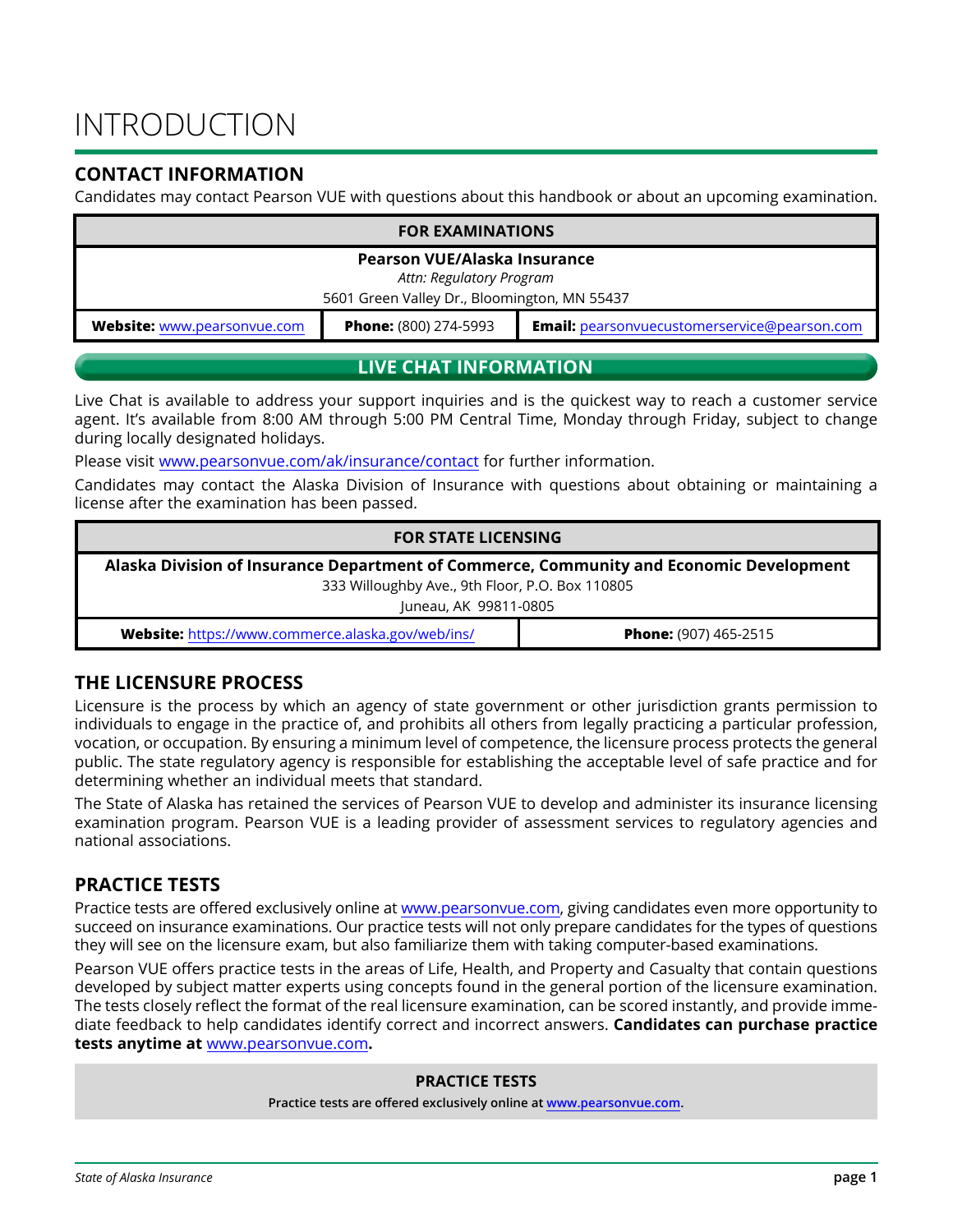# INTRODUCTION

## CONTACT INFORMATION

Candidates may contact Pearson VUE with questions about this handbook or about an upcoming examination.

| FOR EXAMINATIONS | | |
|---|---|---|
| **Pearson VUE/Alaska Insurance**<br>*Attn: Regulatory Program*<br>5601 Green Valley Dr., Bloomington, MN 55437 | | |
| **Website:** www.pearsonvue.com | **Phone:** (800) 274-5993 | **Email:** pearsonvuecustomerservice@pearson.com |

## LIVE CHAT INFORMATION

Live Chat is available to address your support inquiries and is the quickest way to reach a customer service agent. It's available from 8:00 AM through 5:00 PM Central Time, Monday through Friday, subject to change during locally designated holidays.

Please visit www.pearsonvue.com/ak/insurance/contact for further information.

Candidates may contact the Alaska Division of Insurance with questions about obtaining or maintaining a license after the examination has been passed.

| FOR STATE LICENSING | |
|---|---|
| **Alaska Division of Insurance Department of Commerce, Community and Economic Development**<br>333 Willoughby Ave., 9th Floor, P.O. Box 110805<br>Juneau, AK 99811-0805 | |
| **Website:** https://www.commerce.alaska.gov/web/ins/ | **Phone:** (907) 465-2515 |

## THE LICENSURE PROCESS

Licensure is the process by which an agency of state government or other jurisdiction grants permission to individuals to engage in the practice of, and prohibits all others from legally practicing a particular profession, vocation, or occupation. By ensuring a minimum level of competence, the licensure process protects the general public. The state regulatory agency is responsible for establishing the acceptable level of safe practice and for determining whether an individual meets that standard.

The State of Alaska has retained the services of Pearson VUE to develop and administer its insurance licensing examination program. Pearson VUE is a leading provider of assessment services to regulatory agencies and national associations.

## PRACTICE TESTS

Practice tests are offered exclusively online at www.pearsonvue.com, giving candidates even more opportunity to succeed on insurance examinations. Our practice tests will not only prepare candidates for the types of questions they will see on the licensure exam, but also familiarize them with taking computer-based examinations.

Pearson VUE offers practice tests in the areas of Life, Health, and Property and Casualty that contain questions developed by subject matter experts using concepts found in the general portion of the licensure examination. The tests closely reflect the format of the real licensure examination, can be scored instantly, and provide immediate feedback to help candidates identify correct and incorrect answers. **Candidates can purchase practice tests anytime at www.pearsonvue.com.**

**PRACTICE TESTS**

**Practice tests are offered exclusively online at www.pearsonvue.com.**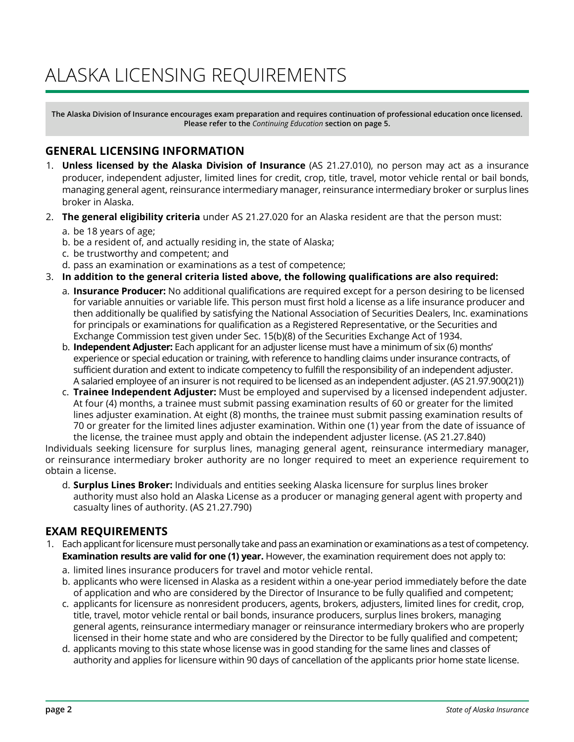# ALASKA LICENSING REQUIREMENTS

**The Alaska Division of Insurance encourages exam preparation and requires continuation of professional education once licensed. Please refer to the *Continuing Education* section on page 5.**

## GENERAL LICENSING INFORMATION

1. **Unless licensed by the Alaska Division of Insurance** (AS 21.27.010), no person may act as a insurance producer, independent adjuster, limited lines for credit, crop, title, travel, motor vehicle rental or bail bonds, managing general agent, reinsurance intermediary manager, reinsurance intermediary broker or surplus lines broker in Alaska.
2. **The general eligibility criteria** under AS 21.27.020 for an Alaska resident are that the person must:
   a. be 18 years of age;
   b. be a resident of, and actually residing in, the state of Alaska;
   c. be trustworthy and competent; and
   d. pass an examination or examinations as a test of competence;
3. **In addition to the general criteria listed above, the following qualifications are also required:**
   a. **Insurance Producer:** No additional qualifications are required except for a person desiring to be licensed for variable annuities or variable life. This person must first hold a license as a life insurance producer and then additionally be qualified by satisfying the National Association of Securities Dealers, Inc. examinations for principals or examinations for qualification as a Registered Representative, or the Securities and Exchange Commission test given under Sec. 15(b)(8) of the Securities Exchange Act of 1934.
   b. **Independent Adjuster:** Each applicant for an adjuster license must have a minimum of six (6) months' experience or special education or training, with reference to handling claims under insurance contracts, of sufficient duration and extent to indicate competency to fulfill the responsibility of an independent adjuster. A salaried employee of an insurer is not required to be licensed as an independent adjuster. (AS 21.97.900(21))
   c. **Trainee Independent Adjuster:** Must be employed and supervised by a licensed independent adjuster. At four (4) months, a trainee must submit passing examination results of 60 or greater for the limited lines adjuster examination. At eight (8) months, the trainee must submit passing examination results of 70 or greater for the limited lines adjuster examination. Within one (1) year from the date of issuance of the license, the trainee must apply and obtain the independent adjuster license. (AS 21.27.840)

Individuals seeking licensure for surplus lines, managing general agent, reinsurance intermediary manager, or reinsurance intermediary broker authority are no longer required to meet an experience requirement to obtain a license.

   d. **Surplus Lines Broker:** Individuals and entities seeking Alaska licensure for surplus lines broker authority must also hold an Alaska License as a producer or managing general agent with property and casualty lines of authority. (AS 21.27.790)

## EXAM REQUIREMENTS

1. Each applicant for licensure must personally take and pass an examination or examinations as a test of competency. **Examination results are valid for one (1) year.** However, the examination requirement does not apply to:
   a. limited lines insurance producers for travel and motor vehicle rental.
   b. applicants who were licensed in Alaska as a resident within a one-year period immediately before the date of application and who are considered by the Director of Insurance to be fully qualified and competent;
   c. applicants for licensure as nonresident producers, agents, brokers, adjusters, limited lines for credit, crop, title, travel, motor vehicle rental or bail bonds, insurance producers, surplus lines brokers, managing general agents, reinsurance intermediary manager or reinsurance intermediary brokers who are properly licensed in their home state and who are considered by the Director to be fully qualified and competent;
   d. applicants moving to this state whose license was in good standing for the same lines and classes of authority and applies for licensure within 90 days of cancellation of the applicants prior home state license.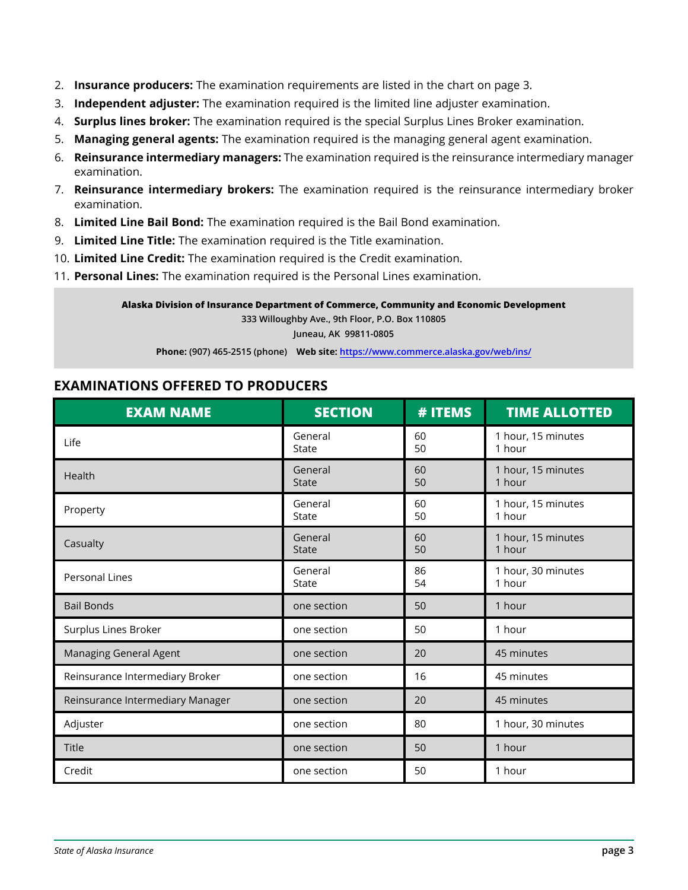2. **Insurance producers:** The examination requirements are listed in the chart on page 3.
3. **Independent adjuster:** The examination required is the limited line adjuster examination.
4. **Surplus lines broker:** The examination required is the special Surplus Lines Broker examination.
5. **Managing general agents:** The examination required is the managing general agent examination.
6. **Reinsurance intermediary managers:** The examination required is the reinsurance intermediary manager examination.
7. **Reinsurance intermediary brokers:** The examination required is the reinsurance intermediary broker examination.
8. **Limited Line Bail Bond:** The examination required is the Bail Bond examination.
9. **Limited Line Title:** The examination required is the Title examination.
10. **Limited Line Credit:** The examination required is the Credit examination.
11. **Personal Lines:** The examination required is the Personal Lines examination.

**Alaska Division of Insurance Department of Commerce, Community and Economic Development**
333 Willoughby Ave., 9th Floor, P.O. Box 110805
Juneau, AK 99811-0805
**Phone:** (907) 465-2515 (phone) **Web site:** https://www.commerce.alaska.gov/web/ins/

## EXAMINATIONS OFFERED TO PRODUCERS

| EXAM NAME | SECTION | # ITEMS | TIME ALLOTTED |
|---|---|---|---|
| Life | General<br>State | 60<br>50 | 1 hour, 15 minutes<br>1 hour |
| Health | General<br>State | 60<br>50 | 1 hour, 15 minutes<br>1 hour |
| Property | General<br>State | 60<br>50 | 1 hour, 15 minutes<br>1 hour |
| Casualty | General<br>State | 60<br>50 | 1 hour, 15 minutes<br>1 hour |
| Personal Lines | General<br>State | 86<br>54 | 1 hour, 30 minutes<br>1 hour |
| Bail Bonds | one section | 50 | 1 hour |
| Surplus Lines Broker | one section | 50 | 1 hour |
| Managing General Agent | one section | 20 | 45 minutes |
| Reinsurance Intermediary Broker | one section | 16 | 45 minutes |
| Reinsurance Intermediary Manager | one section | 20 | 45 minutes |
| Adjuster | one section | 80 | 1 hour, 30 minutes |
| Title | one section | 50 | 1 hour |
| Credit | one section | 50 | 1 hour |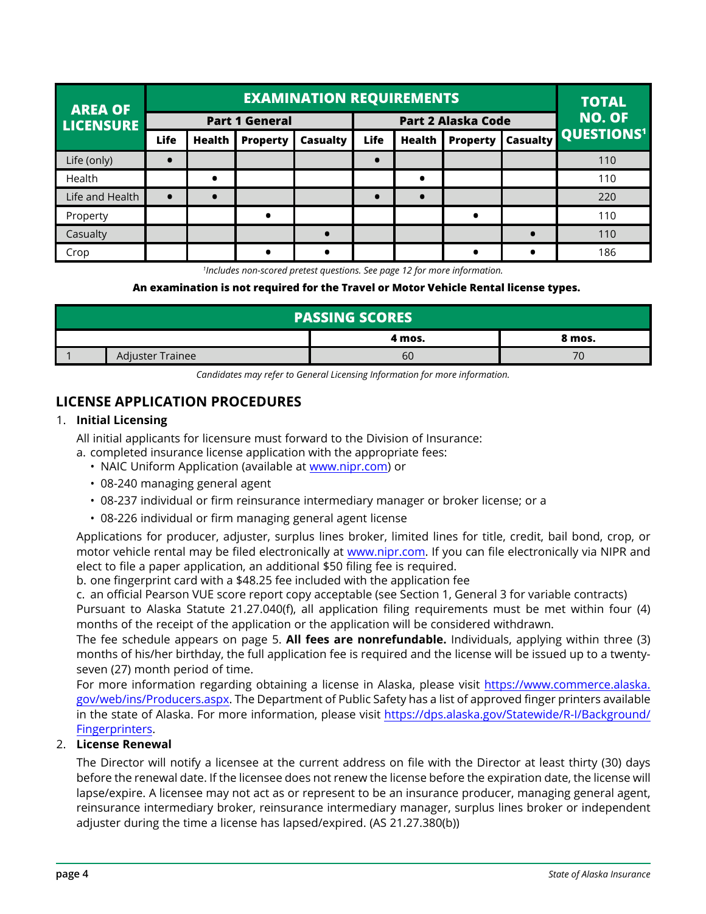| AREA OF LICENSURE | EXAMINATION REQUIREMENTS | | | | | | | | TOTAL NO. OF QUESTIONS[1] |
|---|---|---|---|---|---|---|---|---|---|
| | Part 1 General | | | | Part 2 Alaska Code | | | | |
| | Life | Health | Property | Casualty | Life | Health | Property | Casualty | |
| Life (only) | • | | | | • | | | | 110 |
| Health | | • | | | | • | | | 110 |
| Life and Health | • | • | | | • | • | | | 220 |
| Property | | | • | | | | • | | 110 |
| Casualty | | | | • | | | | • | 110 |
| Crop | | | • | • | | | • | • | 186 |

*[1]Includes non-scored pretest questions. See page 12 for more information.*

**An examination is not required for the Travel or Motor Vehicle Rental license types.**

| PASSING SCORES | | | |
|---|---|---|---|
| | | 4 mos. | 8 mos. |
| 1 | Adjuster Trainee | 60 | 70 |

*Candidates may refer to General Licensing Information for more information.*

## LICENSE APPLICATION PROCEDURES

1. **Initial Licensing**

   All initial applicants for licensure must forward to the Division of Insurance:

   a. completed insurance license application with the appropriate fees:
   - NAIC Uniform Application (available at www.nipr.com) or
   - 08-240 managing general agent
   - 08-237 individual or firm reinsurance intermediary manager or broker license; or a
   - 08-226 individual or firm managing general agent license

   Applications for producer, adjuster, surplus lines broker, limited lines for title, credit, bail bond, crop, or motor vehicle rental may be filed electronically at www.nipr.com. If you can file electronically via NIPR and elect to file a paper application, an additional $50 filing fee is required.

   b. one fingerprint card with a $48.25 fee included with the application fee

   c. an official Pearson VUE score report copy acceptable (see Section 1, General 3 for variable contracts)

   Pursuant to Alaska Statute 21.27.040(f), all application filing requirements must be met within four (4) months of the receipt of the application or the application will be considered withdrawn.

   The fee schedule appears on page 5. **All fees are nonrefundable.** Individuals, applying within three (3) months of his/her birthday, the full application fee is required and the license will be issued up to a twenty-seven (27) month period of time.

   For more information regarding obtaining a license in Alaska, please visit https://www.commerce.alaska.gov/web/ins/Producers.aspx. The Department of Public Safety has a list of approved finger printers available in the state of Alaska. For more information, please visit https://dps.alaska.gov/Statewide/R-I/Background/Fingerprinters.

2. **License Renewal**

   The Director will notify a licensee at the current address on file with the Director at least thirty (30) days before the renewal date. If the licensee does not renew the license before the expiration date, the license will lapse/expire. A licensee may not act as or represent to be an insurance producer, managing general agent, reinsurance intermediary broker, reinsurance intermediary manager, surplus lines broker or independent adjuster during the time a license has lapsed/expired. (AS 21.27.380(b))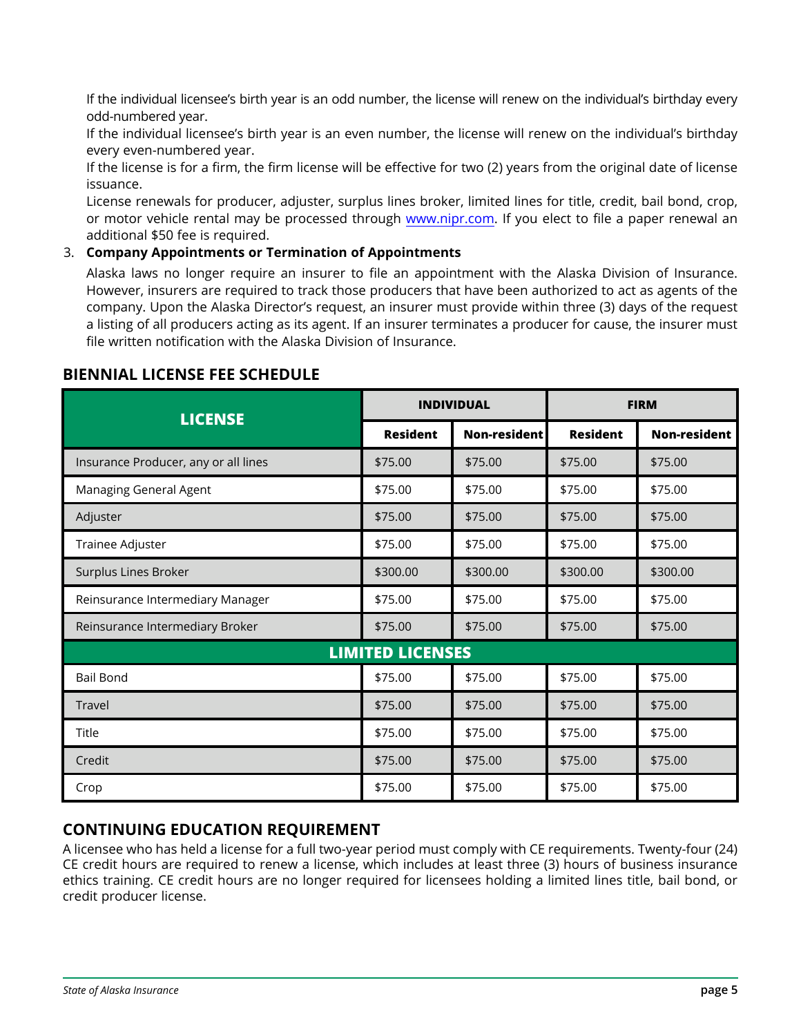If the individual licensee's birth year is an odd number, the license will renew on the individual's birthday every odd-numbered year.

If the individual licensee's birth year is an even number, the license will renew on the individual's birthday every even-numbered year.

If the license is for a firm, the firm license will be effective for two (2) years from the original date of license issuance.

License renewals for producer, adjuster, surplus lines broker, limited lines for title, credit, bail bond, crop, or motor vehicle rental may be processed through www.nipr.com. If you elect to file a paper renewal an additional $50 fee is required.

3. **Company Appointments or Termination of Appointments**

   Alaska laws no longer require an insurer to file an appointment with the Alaska Division of Insurance. However, insurers are required to track those producers that have been authorized to act as agents of the company. Upon the Alaska Director's request, an insurer must provide within three (3) days of the request a listing of all producers acting as its agent. If an insurer terminates a producer for cause, the insurer must file written notification with the Alaska Division of Insurance.

## BIENNIAL LICENSE FEE SCHEDULE

| LICENSE | INDIVIDUAL | | FIRM | |
|---|---|---|---|---|
| | Resident | Non-resident | Resident | Non-resident |
| Insurance Producer, any or all lines | $75.00 | $75.00 | $75.00 | $75.00 |
| Managing General Agent | $75.00 | $75.00 | $75.00 | $75.00 |
| Adjuster | $75.00 | $75.00 | $75.00 | $75.00 |
| Trainee Adjuster | $75.00 | $75.00 | $75.00 | $75.00 |
| Surplus Lines Broker | $300.00 | $300.00 | $300.00 | $300.00 |
| Reinsurance Intermediary Manager | $75.00 | $75.00 | $75.00 | $75.00 |
| Reinsurance Intermediary Broker | $75.00 | $75.00 | $75.00 | $75.00 |
| **LIMITED LICENSES** | | | | |
| Bail Bond | $75.00 | $75.00 | $75.00 | $75.00 |
| Travel | $75.00 | $75.00 | $75.00 | $75.00 |
| Title | $75.00 | $75.00 | $75.00 | $75.00 |
| Credit | $75.00 | $75.00 | $75.00 | $75.00 |
| Crop | $75.00 | $75.00 | $75.00 | $75.00 |

## CONTINUING EDUCATION REQUIREMENT

A licensee who has held a license for a full two-year period must comply with CE requirements. Twenty-four (24) CE credit hours are required to renew a license, which includes at least three (3) hours of business insurance ethics training. CE credit hours are no longer required for licensees holding a limited lines title, bail bond, or credit producer license.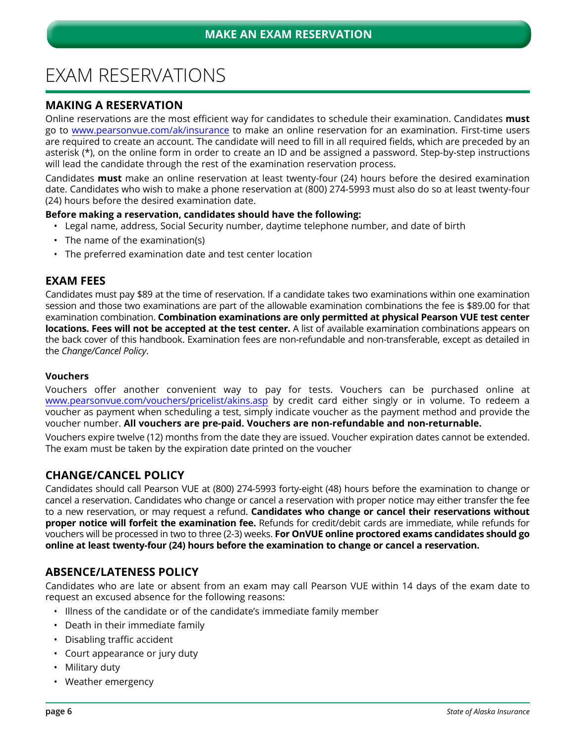## MAKE AN EXAM RESERVATION

# EXAM RESERVATIONS

## MAKING A RESERVATION

Online reservations are the most efficient way for candidates to schedule their examination. Candidates **must** go to www.pearsonvue.com/ak/insurance to make an online reservation for an examination. First-time users are required to create an account. The candidate will need to fill in all required fields, which are preceded by an asterisk (*), on the online form in order to create an ID and be assigned a password. Step-by-step instructions will lead the candidate through the rest of the examination reservation process.

Candidates **must** make an online reservation at least twenty-four (24) hours before the desired examination date. Candidates who wish to make a phone reservation at (800) 274-5993 must also do so at least twenty-four (24) hours before the desired examination date.

**Before making a reservation, candidates should have the following:**

- Legal name, address, Social Security number, daytime telephone number, and date of birth
- The name of the examination(s)
- The preferred examination date and test center location

## EXAM FEES

Candidates must pay $89 at the time of reservation. If a candidate takes two examinations within one examination session and those two examinations are part of the allowable examination combinations the fee is $89.00 for that examination combination. **Combination examinations are only permitted at physical Pearson VUE test center locations. Fees will not be accepted at the test center.** A list of available examination combinations appears on the back cover of this handbook. Examination fees are non-refundable and non-transferable, except as detailed in the *Change/Cancel Policy*.

### Vouchers

Vouchers offer another convenient way to pay for tests. Vouchers can be purchased online at www.pearsonvue.com/vouchers/pricelist/akins.asp by credit card either singly or in volume. To redeem a voucher as payment when scheduling a test, simply indicate voucher as the payment method and provide the voucher number. **All vouchers are pre-paid. Vouchers are non-refundable and non-returnable.**

Vouchers expire twelve (12) months from the date they are issued. Voucher expiration dates cannot be extended. The exam must be taken by the expiration date printed on the voucher

## CHANGE/CANCEL POLICY

Candidates should call Pearson VUE at (800) 274-5993 forty-eight (48) hours before the examination to change or cancel a reservation. Candidates who change or cancel a reservation with proper notice may either transfer the fee to a new reservation, or may request a refund. **Candidates who change or cancel their reservations without proper notice will forfeit the examination fee.** Refunds for credit/debit cards are immediate, while refunds for vouchers will be processed in two to three (2-3) weeks. **For OnVUE online proctored exams candidates should go online at least twenty-four (24) hours before the examination to change or cancel a reservation.**

## ABSENCE/LATENESS POLICY

Candidates who are late or absent from an exam may call Pearson VUE within 14 days of the exam date to request an excused absence for the following reasons:

- Illness of the candidate or of the candidate's immediate family member
- Death in their immediate family
- Disabling traffic accident
- Court appearance or jury duty
- Military duty
- Weather emergency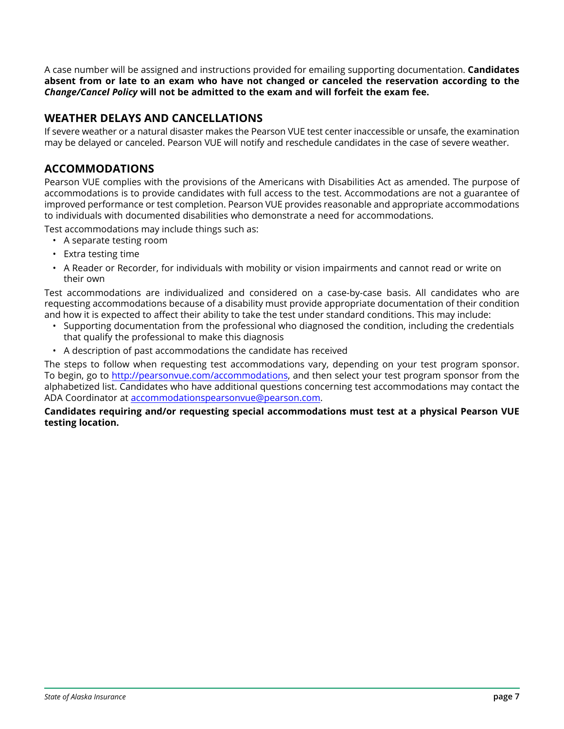A case number will be assigned and instructions provided for emailing supporting documentation. **Candidates absent from or late to an exam who have not changed or canceled the reservation according to the *Change/Cancel Policy* will not be admitted to the exam and will forfeit the exam fee.**

## WEATHER DELAYS AND CANCELLATIONS

If severe weather or a natural disaster makes the Pearson VUE test center inaccessible or unsafe, the examination may be delayed or canceled. Pearson VUE will notify and reschedule candidates in the case of severe weather.

## ACCOMMODATIONS

Pearson VUE complies with the provisions of the Americans with Disabilities Act as amended. The purpose of accommodations is to provide candidates with full access to the test. Accommodations are not a guarantee of improved performance or test completion. Pearson VUE provides reasonable and appropriate accommodations to individuals with documented disabilities who demonstrate a need for accommodations.

Test accommodations may include things such as:

- A separate testing room
- Extra testing time
- A Reader or Recorder, for individuals with mobility or vision impairments and cannot read or write on their own

Test accommodations are individualized and considered on a case-by-case basis. All candidates who are requesting accommodations because of a disability must provide appropriate documentation of their condition and how it is expected to affect their ability to take the test under standard conditions. This may include:

- Supporting documentation from the professional who diagnosed the condition, including the credentials that qualify the professional to make this diagnosis
- A description of past accommodations the candidate has received

The steps to follow when requesting test accommodations vary, depending on your test program sponsor. To begin, go to http://pearsonvue.com/accommodations, and then select your test program sponsor from the alphabetized list. Candidates who have additional questions concerning test accommodations may contact the ADA Coordinator at accommodationspearsonvue@pearson.com.

**Candidates requiring and/or requesting special accommodations must test at a physical Pearson VUE testing location.**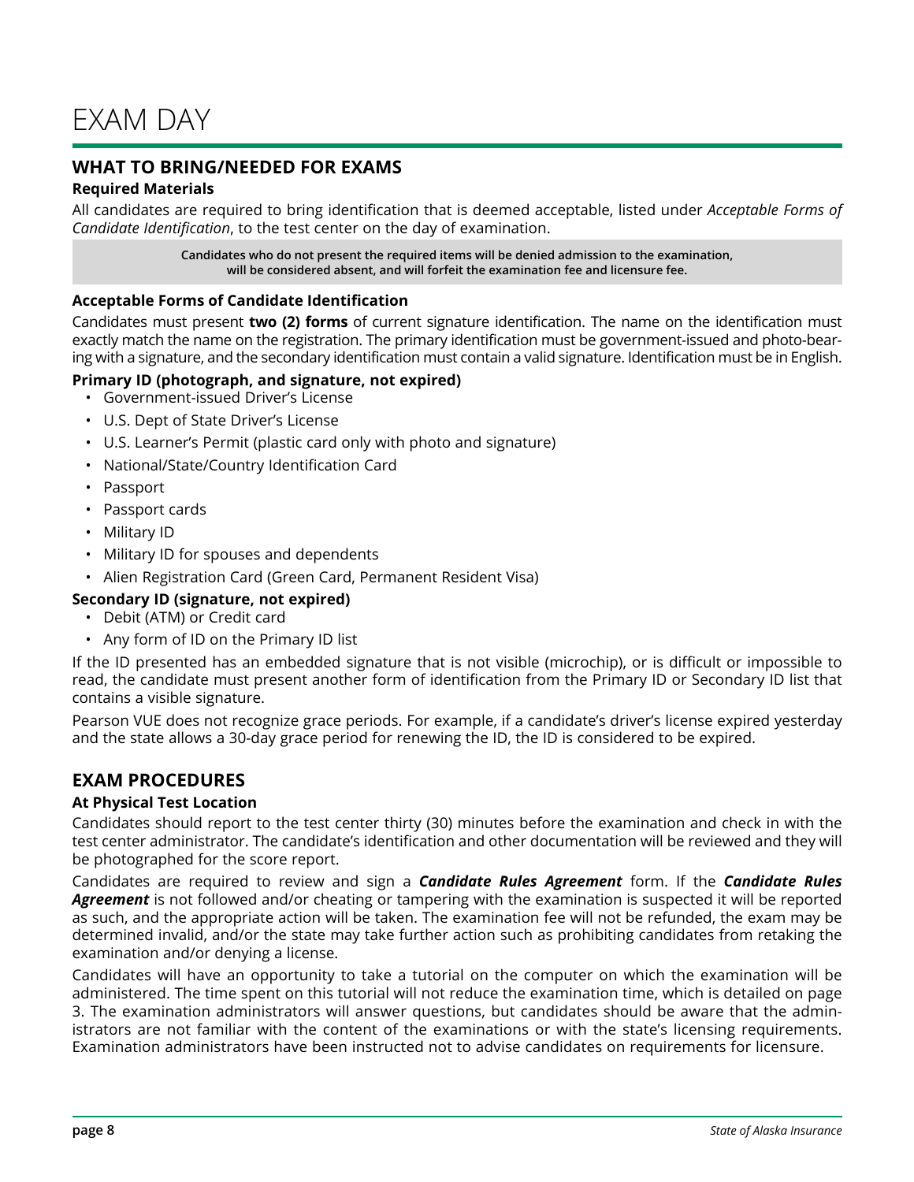# EXAM DAY

## WHAT TO BRING/NEEDED FOR EXAMS

### Required Materials

All candidates are required to bring identification that is deemed acceptable, listed under *Acceptable Forms of Candidate Identification*, to the test center on the day of examination.

**Candidates who do not present the required items will be denied admission to the examination, will be considered absent, and will forfeit the examination fee and licensure fee.**

### Acceptable Forms of Candidate Identification

Candidates must present **two (2) forms** of current signature identification. The name on the identification must exactly match the name on the registration. The primary identification must be government-issued and photo-bearing with a signature, and the secondary identification must contain a valid signature. Identification must be in English.

**Primary ID (photograph, and signature, not expired)**

- Government-issued Driver's License
- U.S. Dept of State Driver's License
- U.S. Learner's Permit (plastic card only with photo and signature)
- National/State/Country Identification Card
- Passport
- Passport cards
- Military ID
- Military ID for spouses and dependents
- Alien Registration Card (Green Card, Permanent Resident Visa)

**Secondary ID (signature, not expired)**

- Debit (ATM) or Credit card
- Any form of ID on the Primary ID list

If the ID presented has an embedded signature that is not visible (microchip), or is difficult or impossible to read, the candidate must present another form of identification from the Primary ID or Secondary ID list that contains a visible signature.

Pearson VUE does not recognize grace periods. For example, if a candidate's driver's license expired yesterday and the state allows a 30-day grace period for renewing the ID, the ID is considered to be expired.

## EXAM PROCEDURES

### At Physical Test Location

Candidates should report to the test center thirty (30) minutes before the examination and check in with the test center administrator. The candidate's identification and other documentation will be reviewed and they will be photographed for the score report.

Candidates are required to review and sign a ***Candidate Rules Agreement*** form. If the ***Candidate Rules Agreement*** is not followed and/or cheating or tampering with the examination is suspected it will be reported as such, and the appropriate action will be taken. The examination fee will not be refunded, the exam may be determined invalid, and/or the state may take further action such as prohibiting candidates from retaking the examination and/or denying a license.

Candidates will have an opportunity to take a tutorial on the computer on which the examination will be administered. The time spent on this tutorial will not reduce the examination time, which is detailed on page 3. The examination administrators will answer questions, but candidates should be aware that the administrators are not familiar with the content of the examinations or with the state's licensing requirements. Examination administrators have been instructed not to advise candidates on requirements for licensure.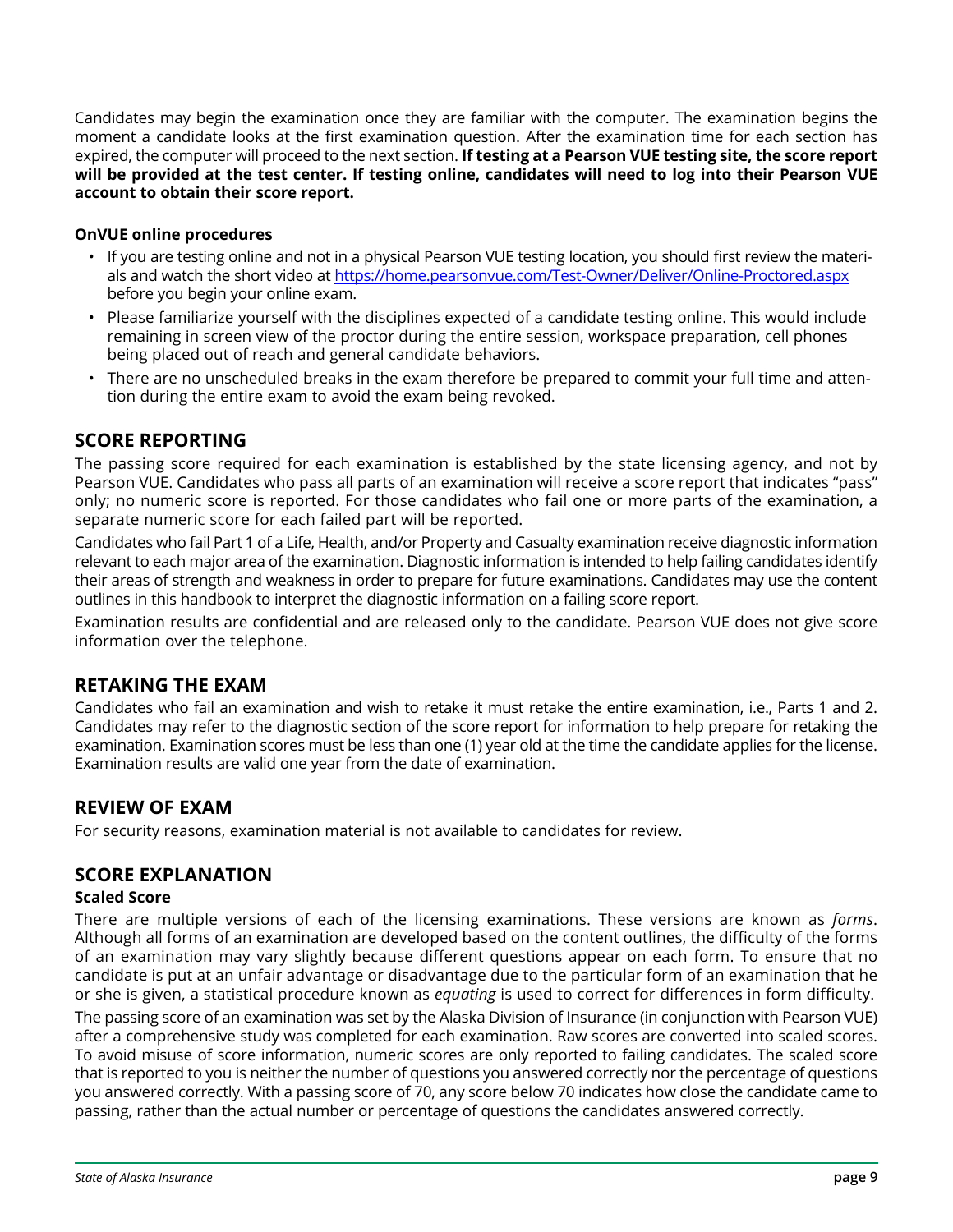Candidates may begin the examination once they are familiar with the computer. The examination begins the moment a candidate looks at the first examination question. After the examination time for each section has expired, the computer will proceed to the next section. **If testing at a Pearson VUE testing site, the score report will be provided at the test center. If testing online, candidates will need to log into their Pearson VUE account to obtain their score report.**

**OnVUE online procedures**

- If you are testing online and not in a physical Pearson VUE testing location, you should first review the materials and watch the short video at https://home.pearsonvue.com/Test-Owner/Deliver/Online-Proctored.aspx before you begin your online exam.
- Please familiarize yourself with the disciplines expected of a candidate testing online. This would include remaining in screen view of the proctor during the entire session, workspace preparation, cell phones being placed out of reach and general candidate behaviors.
- There are no unscheduled breaks in the exam therefore be prepared to commit your full time and attention during the entire exam to avoid the exam being revoked.

## SCORE REPORTING

The passing score required for each examination is established by the state licensing agency, and not by Pearson VUE. Candidates who pass all parts of an examination will receive a score report that indicates "pass" only; no numeric score is reported. For those candidates who fail one or more parts of the examination, a separate numeric score for each failed part will be reported.

Candidates who fail Part 1 of a Life, Health, and/or Property and Casualty examination receive diagnostic information relevant to each major area of the examination. Diagnostic information is intended to help failing candidates identify their areas of strength and weakness in order to prepare for future examinations. Candidates may use the content outlines in this handbook to interpret the diagnostic information on a failing score report.

Examination results are confidential and are released only to the candidate. Pearson VUE does not give score information over the telephone.

## RETAKING THE EXAM

Candidates who fail an examination and wish to retake it must retake the entire examination, i.e., Parts 1 and 2. Candidates may refer to the diagnostic section of the score report for information to help prepare for retaking the examination. Examination scores must be less than one (1) year old at the time the candidate applies for the license. Examination results are valid one year from the date of examination.

## REVIEW OF EXAM

For security reasons, examination material is not available to candidates for review.

## SCORE EXPLANATION

**Scaled Score**

There are multiple versions of each of the licensing examinations. These versions are known as *forms*. Although all forms of an examination are developed based on the content outlines, the difficulty of the forms of an examination may vary slightly because different questions appear on each form. To ensure that no candidate is put at an unfair advantage or disadvantage due to the particular form of an examination that he or she is given, a statistical procedure known as *equating* is used to correct for differences in form difficulty.

The passing score of an examination was set by the Alaska Division of Insurance (in conjunction with Pearson VUE) after a comprehensive study was completed for each examination. Raw scores are converted into scaled scores. To avoid misuse of score information, numeric scores are only reported to failing candidates. The scaled score that is reported to you is neither the number of questions you answered correctly nor the percentage of questions you answered correctly. With a passing score of 70, any score below 70 indicates how close the candidate came to passing, rather than the actual number or percentage of questions the candidates answered correctly.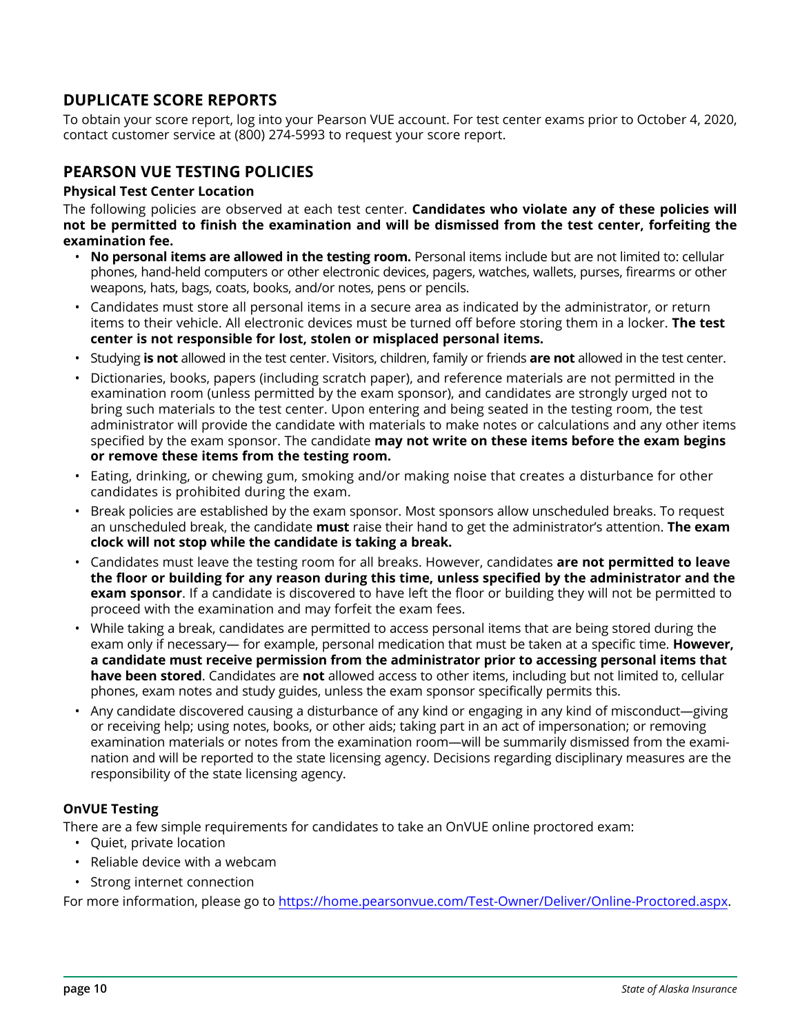## DUPLICATE SCORE REPORTS

To obtain your score report, log into your Pearson VUE account. For test center exams prior to October 4, 2020, contact customer service at (800) 274-5993 to request your score report.

## PEARSON VUE TESTING POLICIES

### Physical Test Center Location

The following policies are observed at each test center. **Candidates who violate any of these policies will not be permitted to finish the examination and will be dismissed from the test center, forfeiting the examination fee.**

- **No personal items are allowed in the testing room.** Personal items include but are not limited to: cellular phones, hand-held computers or other electronic devices, pagers, watches, wallets, purses, firearms or other weapons, hats, bags, coats, books, and/or notes, pens or pencils.
- Candidates must store all personal items in a secure area as indicated by the administrator, or return items to their vehicle. All electronic devices must be turned off before storing them in a locker. **The test center is not responsible for lost, stolen or misplaced personal items.**
- Studying **is not** allowed in the test center. Visitors, children, family or friends **are not** allowed in the test center.
- Dictionaries, books, papers (including scratch paper), and reference materials are not permitted in the examination room (unless permitted by the exam sponsor), and candidates are strongly urged not to bring such materials to the test center. Upon entering and being seated in the testing room, the test administrator will provide the candidate with materials to make notes or calculations and any other items specified by the exam sponsor. The candidate **may not write on these items before the exam begins or remove these items from the testing room.**
- Eating, drinking, or chewing gum, smoking and/or making noise that creates a disturbance for other candidates is prohibited during the exam.
- Break policies are established by the exam sponsor. Most sponsors allow unscheduled breaks. To request an unscheduled break, the candidate **must** raise their hand to get the administrator's attention. **The exam clock will not stop while the candidate is taking a break.**
- Candidates must leave the testing room for all breaks. However, candidates **are not permitted to leave the floor or building for any reason during this time, unless specified by the administrator and the exam sponsor**. If a candidate is discovered to have left the floor or building they will not be permitted to proceed with the examination and may forfeit the exam fees.
- While taking a break, candidates are permitted to access personal items that are being stored during the exam only if necessary— for example, personal medication that must be taken at a specific time. **However, a candidate must receive permission from the administrator prior to accessing personal items that have been stored**. Candidates are **not** allowed access to other items, including but not limited to, cellular phones, exam notes and study guides, unless the exam sponsor specifically permits this.
- Any candidate discovered causing a disturbance of any kind or engaging in any kind of misconduct—giving or receiving help; using notes, books, or other aids; taking part in an act of impersonation; or removing examination materials or notes from the examination room—will be summarily dismissed from the examination and will be reported to the state licensing agency. Decisions regarding disciplinary measures are the responsibility of the state licensing agency.

### OnVUE Testing

There are a few simple requirements for candidates to take an OnVUE online proctored exam:

- Quiet, private location
- Reliable device with a webcam
- Strong internet connection

For more information, please go to https://home.pearsonvue.com/Test-Owner/Deliver/Online-Proctored.aspx.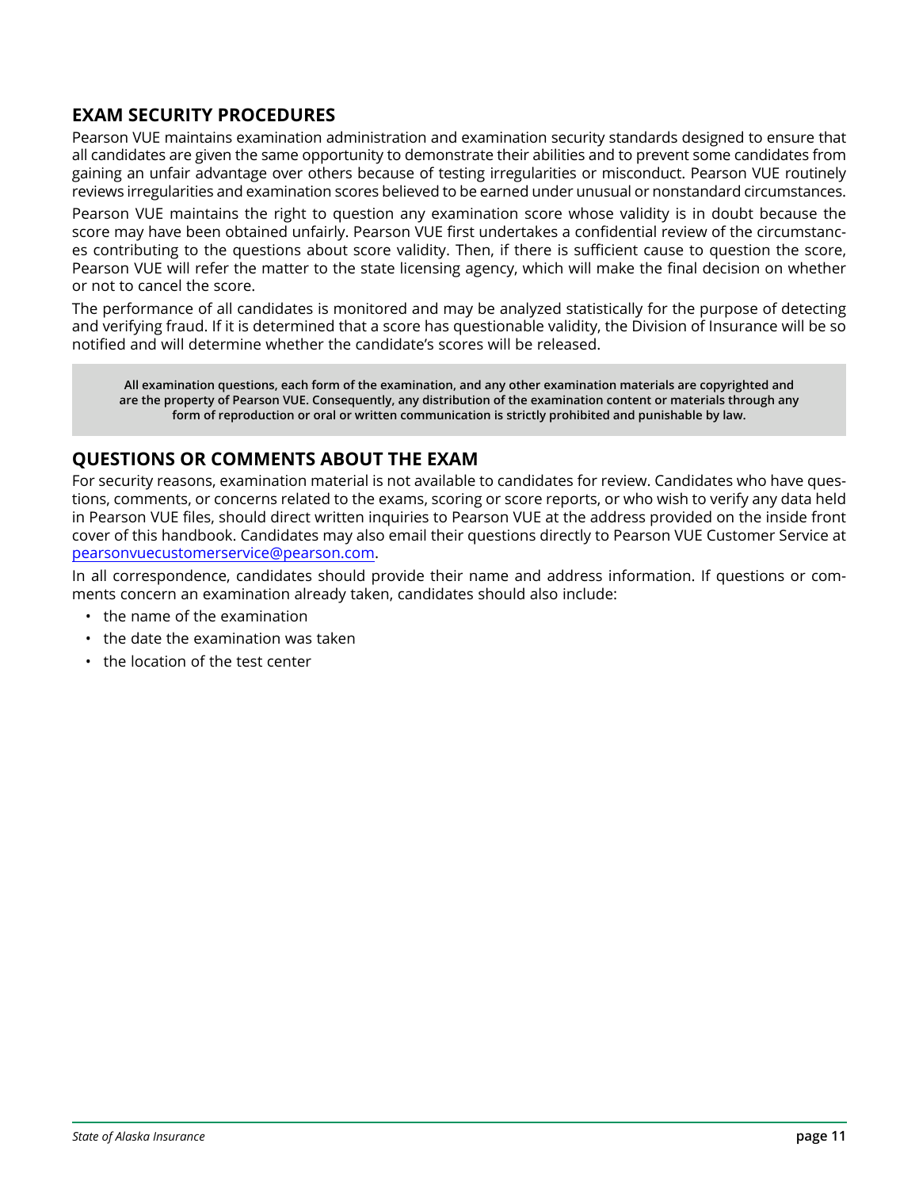## EXAM SECURITY PROCEDURES

Pearson VUE maintains examination administration and examination security standards designed to ensure that all candidates are given the same opportunity to demonstrate their abilities and to prevent some candidates from gaining an unfair advantage over others because of testing irregularities or misconduct. Pearson VUE routinely reviews irregularities and examination scores believed to be earned under unusual or nonstandard circumstances.

Pearson VUE maintains the right to question any examination score whose validity is in doubt because the score may have been obtained unfairly. Pearson VUE first undertakes a confidential review of the circumstances contributing to the questions about score validity. Then, if there is sufficient cause to question the score, Pearson VUE will refer the matter to the state licensing agency, which will make the final decision on whether or not to cancel the score.

The performance of all candidates is monitored and may be analyzed statistically for the purpose of detecting and verifying fraud. If it is determined that a score has questionable validity, the Division of Insurance will be so notified and will determine whether the candidate's scores will be released.

**All examination questions, each form of the examination, and any other examination materials are copyrighted and are the property of Pearson VUE. Consequently, any distribution of the examination content or materials through any form of reproduction or oral or written communication is strictly prohibited and punishable by law.**

## QUESTIONS OR COMMENTS ABOUT THE EXAM

For security reasons, examination material is not available to candidates for review. Candidates who have questions, comments, or concerns related to the exams, scoring or score reports, or who wish to verify any data held in Pearson VUE files, should direct written inquiries to Pearson VUE at the address provided on the inside front cover of this handbook. Candidates may also email their questions directly to Pearson VUE Customer Service at pearsonvuecustomerservice@pearson.com.

In all correspondence, candidates should provide their name and address information. If questions or comments concern an examination already taken, candidates should also include:

- the name of the examination
- the date the examination was taken
- the location of the test center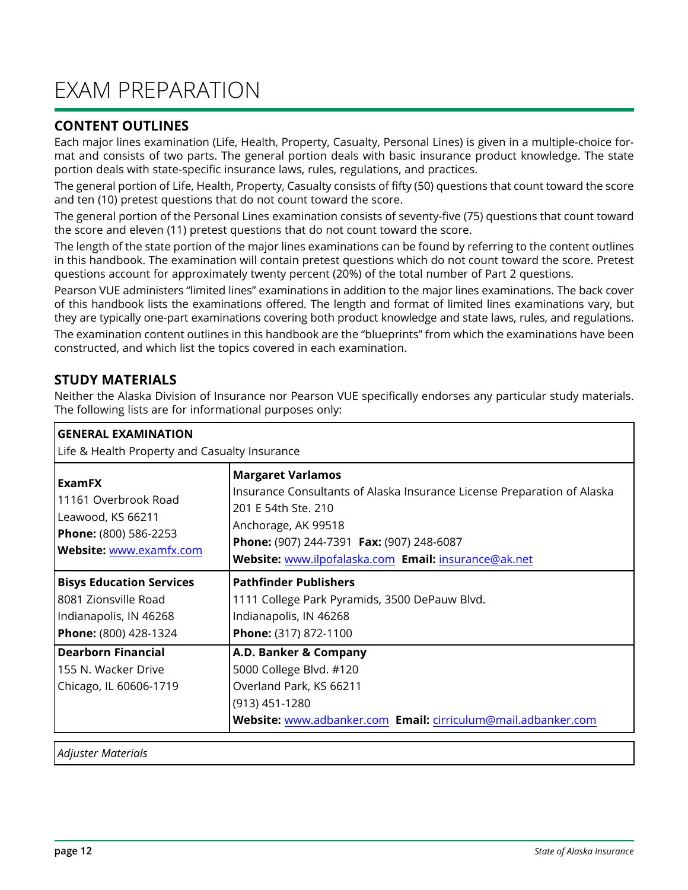# EXAM PREPARATION

## CONTENT OUTLINES

Each major lines examination (Life, Health, Property, Casualty, Personal Lines) is given in a multiple-choice format and consists of two parts. The general portion deals with basic insurance product knowledge. The state portion deals with state-specific insurance laws, rules, regulations, and practices.

The general portion of Life, Health, Property, Casualty consists of fifty (50) questions that count toward the score and ten (10) pretest questions that do not count toward the score.

The general portion of the Personal Lines examination consists of seventy-five (75) questions that count toward the score and eleven (11) pretest questions that do not count toward the score.

The length of the state portion of the major lines examinations can be found by referring to the content outlines in this handbook. The examination will contain pretest questions which do not count toward the score. Pretest questions account for approximately twenty percent (20%) of the total number of Part 2 questions.

Pearson VUE administers "limited lines" examinations in addition to the major lines examinations. The back cover of this handbook lists the examinations offered. The length and format of limited lines examinations vary, but they are typically one-part examinations covering both product knowledge and state laws, rules, and regulations.

The examination content outlines in this handbook are the "blueprints" from which the examinations have been constructed, and which list the topics covered in each examination.

## STUDY MATERIALS

Neither the Alaska Division of Insurance nor Pearson VUE specifically endorses any particular study materials. The following lists are for informational purposes only:

| **GENERAL EXAMINATION**<br>Life & Health Property and Casualty Insurance | |
|---|---|
| **ExamFX**<br>11161 Overbrook Road<br>Leawood, KS 66211<br>**Phone:** (800) 586-2253<br>**Website:** www.examfx.com | **Margaret Varlamos**<br>Insurance Consultants of Alaska Insurance License Preparation of Alaska<br>201 E 54th Ste. 210<br>Anchorage, AK 99518<br>**Phone:** (907) 244-7391 **Fax:** (907) 248-6087<br>**Website:** www.ilpofalaska.com **Email:** insurance@ak.net |
| **Bisys Education Services**<br>8081 Zionsville Road<br>Indianapolis, IN 46268<br>**Phone:** (800) 428-1324 | **Pathfinder Publishers**<br>1111 College Park Pyramids, 3500 DePauw Blvd.<br>Indianapolis, IN 46268<br>**Phone:** (317) 872-1100 |
| **Dearborn Financial**<br>155 N. Wacker Drive<br>Chicago, IL 60606-1719 | **A.D. Banker & Company**<br>5000 College Blvd. #120<br>Overland Park, KS 66211<br>(913) 451-1280<br>**Website:** www.adbanker.com **Email:** cirriculum@mail.adbanker.com |

| *Adjuster Materials* |
|---|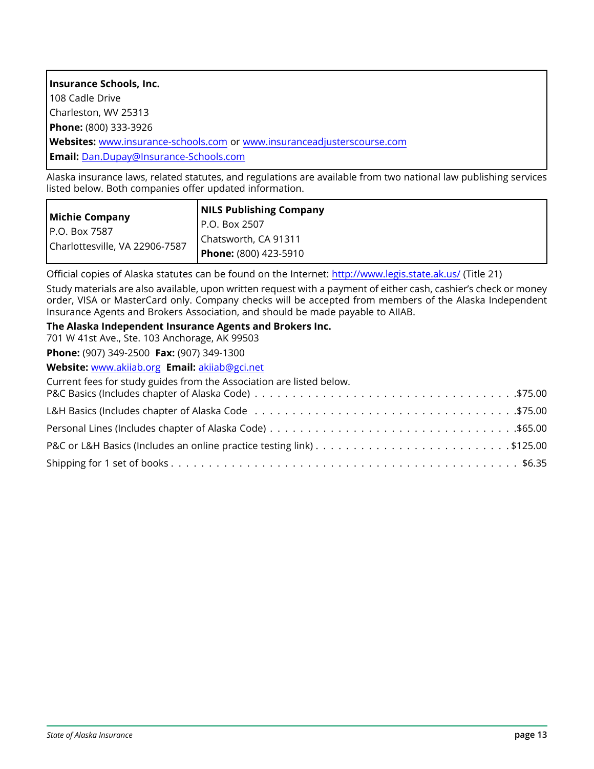**Insurance Schools, Inc.**
108 Cadle Drive
Charleston, WV 25313
**Phone:** (800) 333-3926
**Websites:** www.insurance-schools.com or www.insuranceadjusterscourse.com
**Email:** Dan.Dupay@Insurance-Schools.com

Alaska insurance laws, related statutes, and regulations are available from two national law publishing services listed below. Both companies offer updated information.

| **Michie Company**<br>P.O. Box 7587<br>Charlottesville, VA 22906-7587 | **NILS Publishing Company**<br>P.O. Box 2507<br>Chatsworth, CA 91311<br>**Phone:** (800) 423-5910 |
|---|---|

Official copies of Alaska statutes can be found on the Internet: http://www.legis.state.ak.us/ (Title 21)

Study materials are also available, upon written request with a payment of either cash, cashier's check or money order, VISA or MasterCard only. Company checks will be accepted from members of the Alaska Independent Insurance Agents and Brokers Association, and should be made payable to AIIAB.

**The Alaska Independent Insurance Agents and Brokers Inc.**
701 W 41st Ave., Ste. 103 Anchorage, AK 99503

**Phone:** (907) 349-2500 **Fax:** (907) 349-1300

**Website:** www.akiiab.org **Email:** akiiab@gci.net

Current fees for study guides from the Association are listed below.

| Study Guide | Fee |
|---|---|
| P&C Basics (Includes chapter of Alaska Code) | $75.00 |
| L&H Basics (Includes chapter of Alaska Code | $75.00 |
| Personal Lines (Includes chapter of Alaska Code) | $65.00 |
| P&C or L&H Basics (Includes an online practice testing link) | $125.00 |
| Shipping for 1 set of books | $6.35 |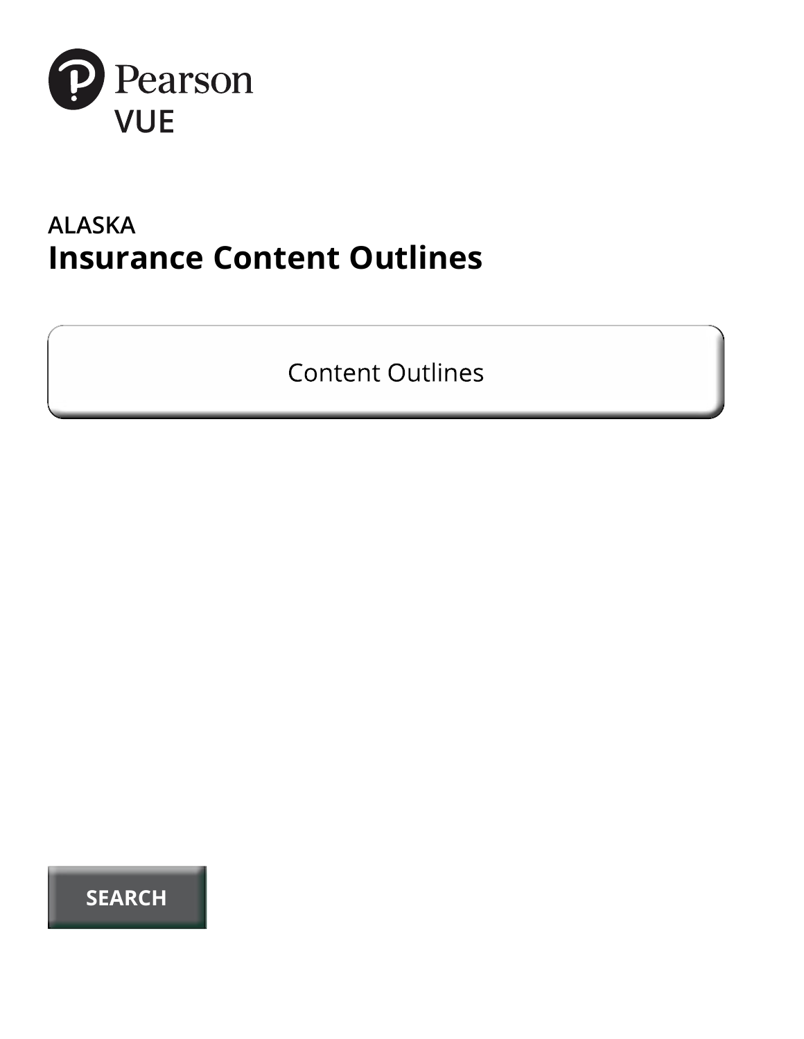Pearson VUE

ALASKA

# Insurance Content Outlines

Content Outlines

SEARCH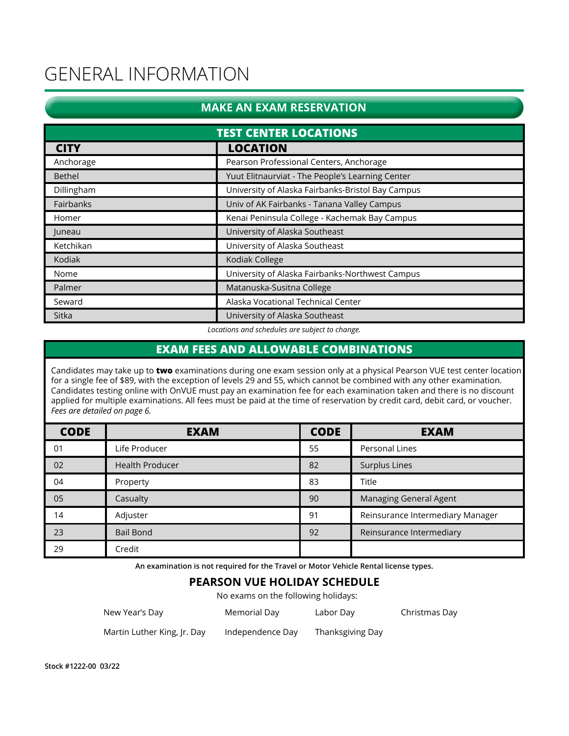# GENERAL INFORMATION

## MAKE AN EXAM RESERVATION

| TEST CENTER LOCATIONS | |
|---|---|
| **CITY** | **LOCATION** |
| Anchorage | Pearson Professional Centers, Anchorage |
| Bethel | Yuut Elitnaurviat - The People's Learning Center |
| Dillingham | University of Alaska Fairbanks-Bristol Bay Campus |
| Fairbanks | Univ of AK Fairbanks - Tanana Valley Campus |
| Homer | Kenai Peninsula College - Kachemak Bay Campus |
| Juneau | University of Alaska Southeast |
| Ketchikan | University of Alaska Southeast |
| Kodiak | Kodiak College |
| Nome | University of Alaska Fairbanks-Northwest Campus |
| Palmer | Matanuska-Susitna College |
| Seward | Alaska Vocational Technical Center |
| Sitka | University of Alaska Southeast |

*Locations and schedules are subject to change.*

## EXAM FEES AND ALLOWABLE COMBINATIONS

Candidates may take up to **two** examinations during one exam session only at a physical Pearson VUE test center location for a single fee of $89, with the exception of levels 29 and 55, which cannot be combined with any other examination. Candidates testing online with OnVUE must pay an examination fee for each examination taken and there is no discount applied for multiple examinations. All fees must be paid at the time of reservation by credit card, debit card, or voucher. *Fees are detailed on page 6.*

| CODE | EXAM | CODE | EXAM |
|---|---|---|---|
| 01 | Life Producer | 55 | Personal Lines |
| 02 | Health Producer | 82 | Surplus Lines |
| 04 | Property | 83 | Title |
| 05 | Casualty | 90 | Managing General Agent |
| 14 | Adjuster | 91 | Reinsurance Intermediary Manager |
| 23 | Bail Bond | 92 | Reinsurance Intermediary |
| 29 | Credit | | |

**An examination is not required for the Travel or Motor Vehicle Rental license types.**

## PEARSON VUE HOLIDAY SCHEDULE

No exams on the following holidays:

- New Year's Day
- Martin Luther King, Jr. Day
- Memorial Day
- Independence Day
- Labor Day
- Thanksgiving Day
- Christmas Day

**Stock #1222-00 03/22**